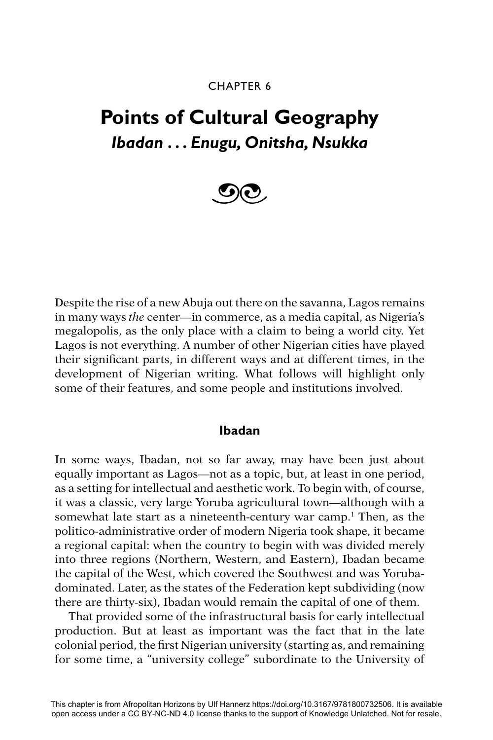CHAPTER 6

# Points of Cultural Geography

## *Ibadan . . . Enugu, Onitsha, Nsukka*

Despite the rise of a new Abuja out there on the savanna, Lagos remains in many ways *the* center—in commerce, as a media capital, as Nigeria's megalopolis, as the only place with a claim to being a world city. Yet Lagos is not everything. A number of other Nigerian cities have played their significant parts, in different ways and at different times, in the development of Nigerian writing. What follows will highlight only some of their features, and some people and institutions involved.

### Ibadan

In some ways, Ibadan, not so far away, may have been just about equally important as Lagos—not as a topic, but, at least in one period, as a setting for intellectual and aesthetic work. To begin with, of course, it was a classic, very large Yoruba agricultural town—although with a somewhat late start as a nineteenth-century war camp.[1] Then, as the politico-administrative order of modern Nigeria took shape, it became a regional capital: when the country to begin with was divided merely into three regions (Northern, Western, and Eastern), Ibadan became the capital of the West, which covered the Southwest and was Yoruba-dominated. Later, as the states of the Federation kept subdividing (now there are thirty-six), Ibadan would remain the capital of one of them.

That provided some of the infrastructural basis for early intellectual production. But at least as important was the fact that in the late colonial period, the first Nigerian university (starting as, and remaining for some time, a "university college" subordinate to the University of

This chapter is from Afropolitan Horizons by Ulf Hannerz https://doi.org/10.3167/9781800732506. It is available open access under a CC BY-NC-ND 4.0 license thanks to the support of Knowledge Unlatched. Not for resale.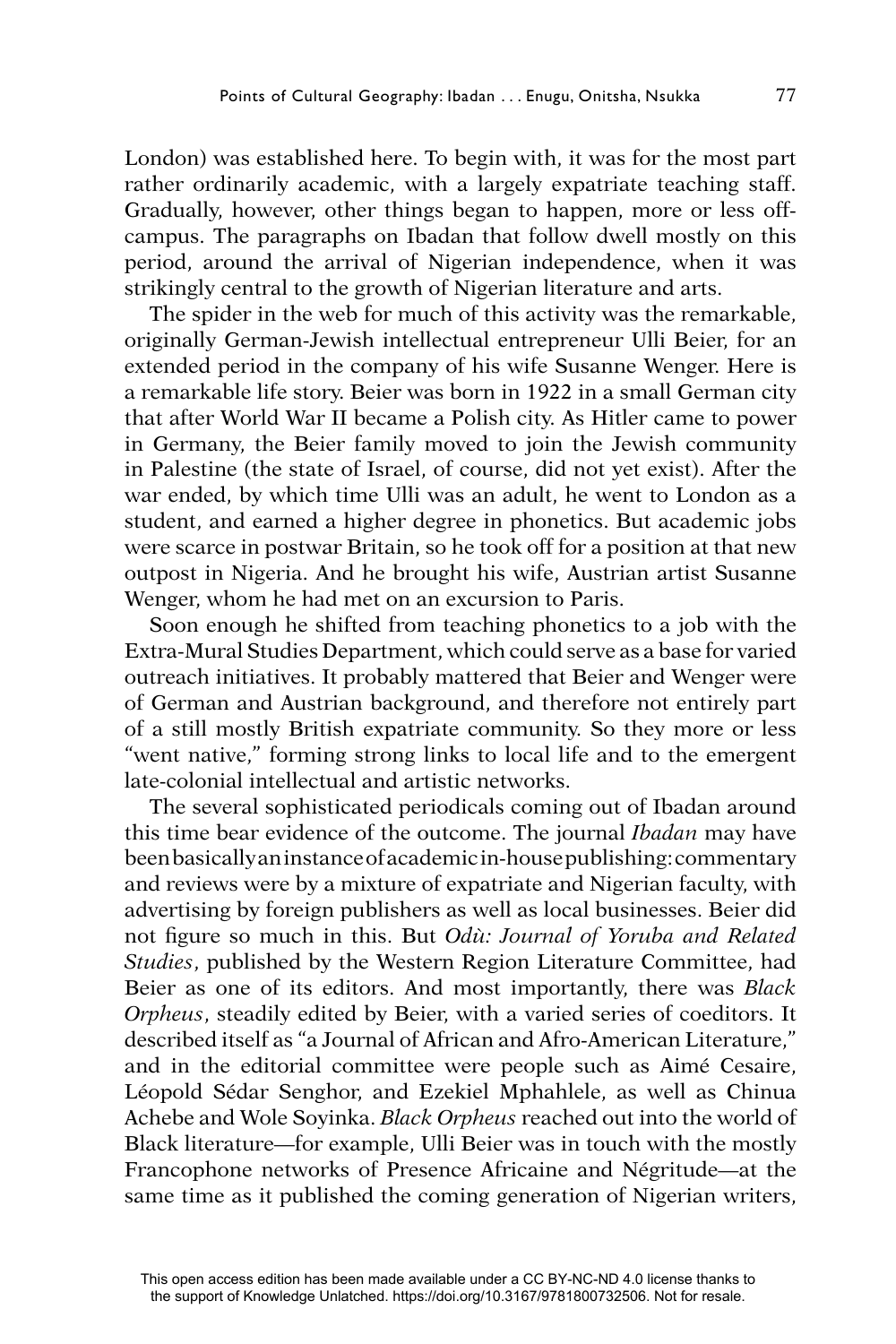London) was established here. To begin with, it was for the most part rather ordinarily academic, with a largely expatriate teaching staff. Gradually, however, other things began to happen, more or less off-campus. The paragraphs on Ibadan that follow dwell mostly on this period, around the arrival of Nigerian independence, when it was strikingly central to the growth of Nigerian literature and arts.

The spider in the web for much of this activity was the remarkable, originally German-Jewish intellectual entrepreneur Ulli Beier, for an extended period in the company of his wife Susanne Wenger. Here is a remarkable life story. Beier was born in 1922 in a small German city that after World War II became a Polish city. As Hitler came to power in Germany, the Beier family moved to join the Jewish community in Palestine (the state of Israel, of course, did not yet exist). After the war ended, by which time Ulli was an adult, he went to London as a student, and earned a higher degree in phonetics. But academic jobs were scarce in postwar Britain, so he took off for a position at that new outpost in Nigeria. And he brought his wife, Austrian artist Susanne Wenger, whom he had met on an excursion to Paris.

Soon enough he shifted from teaching phonetics to a job with the Extra-Mural Studies Department, which could serve as a base for varied outreach initiatives. It probably mattered that Beier and Wenger were of German and Austrian background, and therefore not entirely part of a still mostly British expatriate community. So they more or less "went native," forming strong links to local life and to the emergent late-colonial intellectual and artistic networks.

The several sophisticated periodicals coming out of Ibadan around this time bear evidence of the outcome. The journal *Ibadan* may have been basically an instance of academic in-house publishing: commentary and reviews were by a mixture of expatriate and Nigerian faculty, with advertising by foreign publishers as well as local businesses. Beier did not figure so much in this. But *Odù: Journal of Yoruba and Related Studies*, published by the Western Region Literature Committee, had Beier as one of its editors. And most importantly, there was *Black Orpheus*, steadily edited by Beier, with a varied series of coeditors. It described itself as "a Journal of African and Afro-American Literature," and in the editorial committee were people such as Aimé Cesaire, Léopold Sédar Senghor, and Ezekiel Mphahlele, as well as Chinua Achebe and Wole Soyinka. *Black Orpheus* reached out into the world of Black literature—for example, Ulli Beier was in touch with the mostly Francophone networks of Presence Africaine and Négritude—at the same time as it published the coming generation of Nigerian writers,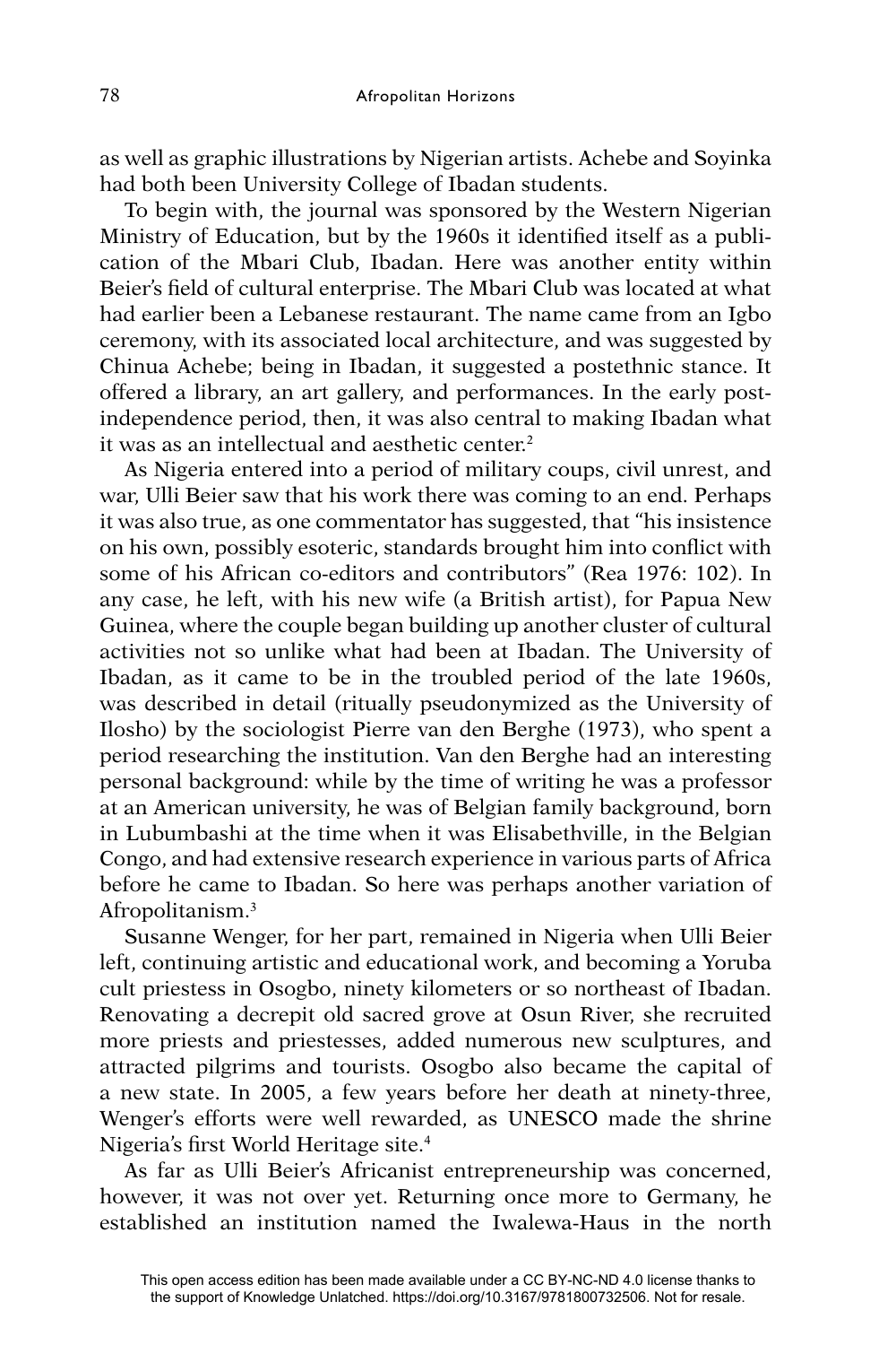as well as graphic illustrations by Nigerian artists. Achebe and Soyinka had both been University College of Ibadan students.

To begin with, the journal was sponsored by the Western Nigerian Ministry of Education, but by the 1960s it identified itself as a publication of the Mbari Club, Ibadan. Here was another entity within Beier's field of cultural enterprise. The Mbari Club was located at what had earlier been a Lebanese restaurant. The name came from an Igbo ceremony, with its associated local architecture, and was suggested by Chinua Achebe; being in Ibadan, it suggested a postethnic stance. It offered a library, an art gallery, and performances. In the early post-independence period, then, it was also central to making Ibadan what it was as an intellectual and aesthetic center.[2]

As Nigeria entered into a period of military coups, civil unrest, and war, Ulli Beier saw that his work there was coming to an end. Perhaps it was also true, as one commentator has suggested, that "his insistence on his own, possibly esoteric, standards brought him into conflict with some of his African co-editors and contributors" (Rea 1976: 102). In any case, he left, with his new wife (a British artist), for Papua New Guinea, where the couple began building up another cluster of cultural activities not so unlike what had been at Ibadan. The University of Ibadan, as it came to be in the troubled period of the late 1960s, was described in detail (ritually pseudonymized as the University of Ilosho) by the sociologist Pierre van den Berghe (1973), who spent a period researching the institution. Van den Berghe had an interesting personal background: while by the time of writing he was a professor at an American university, he was of Belgian family background, born in Lubumbashi at the time when it was Elisabethville, in the Belgian Congo, and had extensive research experience in various parts of Africa before he came to Ibadan. So here was perhaps another variation of Afropolitanism.[3]

Susanne Wenger, for her part, remained in Nigeria when Ulli Beier left, continuing artistic and educational work, and becoming a Yoruba cult priestess in Osogbo, ninety kilometers or so northeast of Ibadan. Renovating a decrepit old sacred grove at Osun River, she recruited more priests and priestesses, added numerous new sculptures, and attracted pilgrims and tourists. Osogbo also became the capital of a new state. In 2005, a few years before her death at ninety-three, Wenger's efforts were well rewarded, as UNESCO made the shrine Nigeria's first World Heritage site.[4]

As far as Ulli Beier's Africanist entrepreneurship was concerned, however, it was not over yet. Returning once more to Germany, he established an institution named the Iwalewa-Haus in the north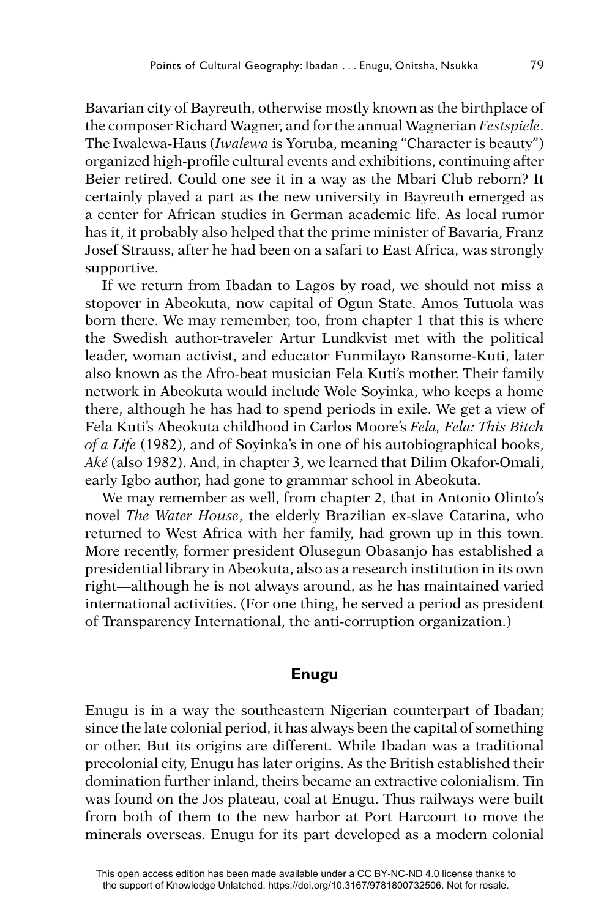Bavarian city of Bayreuth, otherwise mostly known as the birthplace of the composer Richard Wagner, and for the annual Wagnerian *Festspiele*. The Iwalewa-Haus (*Iwalewa* is Yoruba, meaning "Character is beauty") organized high-profile cultural events and exhibitions, continuing after Beier retired. Could one see it in a way as the Mbari Club reborn? It certainly played a part as the new university in Bayreuth emerged as a center for African studies in German academic life. As local rumor has it, it probably also helped that the prime minister of Bavaria, Franz Josef Strauss, after he had been on a safari to East Africa, was strongly supportive.

If we return from Ibadan to Lagos by road, we should not miss a stopover in Abeokuta, now capital of Ogun State. Amos Tutuola was born there. We may remember, too, from chapter 1 that this is where the Swedish author-traveler Artur Lundkvist met with the political leader, woman activist, and educator Funmilayo Ransome-Kuti, later also known as the Afro-beat musician Fela Kuti's mother. Their family network in Abeokuta would include Wole Soyinka, who keeps a home there, although he has had to spend periods in exile. We get a view of Fela Kuti's Abeokuta childhood in Carlos Moore's *Fela, Fela: This Bitch of a Life* (1982), and of Soyinka's in one of his autobiographical books, *Aké* (also 1982). And, in chapter 3, we learned that Dilim Okafor-Omali, early Igbo author, had gone to grammar school in Abeokuta.

We may remember as well, from chapter 2, that in Antonio Olinto's novel *The Water House*, the elderly Brazilian ex-slave Catarina, who returned to West Africa with her family, had grown up in this town. More recently, former president Olusegun Obasanjo has established a presidential library in Abeokuta, also as a research institution in its own right—although he is not always around, as he has maintained varied international activities. (For one thing, he served a period as president of Transparency International, the anti-corruption organization.)

## Enugu

Enugu is in a way the southeastern Nigerian counterpart of Ibadan; since the late colonial period, it has always been the capital of something or other. But its origins are different. While Ibadan was a traditional precolonial city, Enugu has later origins. As the British established their domination further inland, theirs became an extractive colonialism. Tin was found on the Jos plateau, coal at Enugu. Thus railways were built from both of them to the new harbor at Port Harcourt to move the minerals overseas. Enugu for its part developed as a modern colonial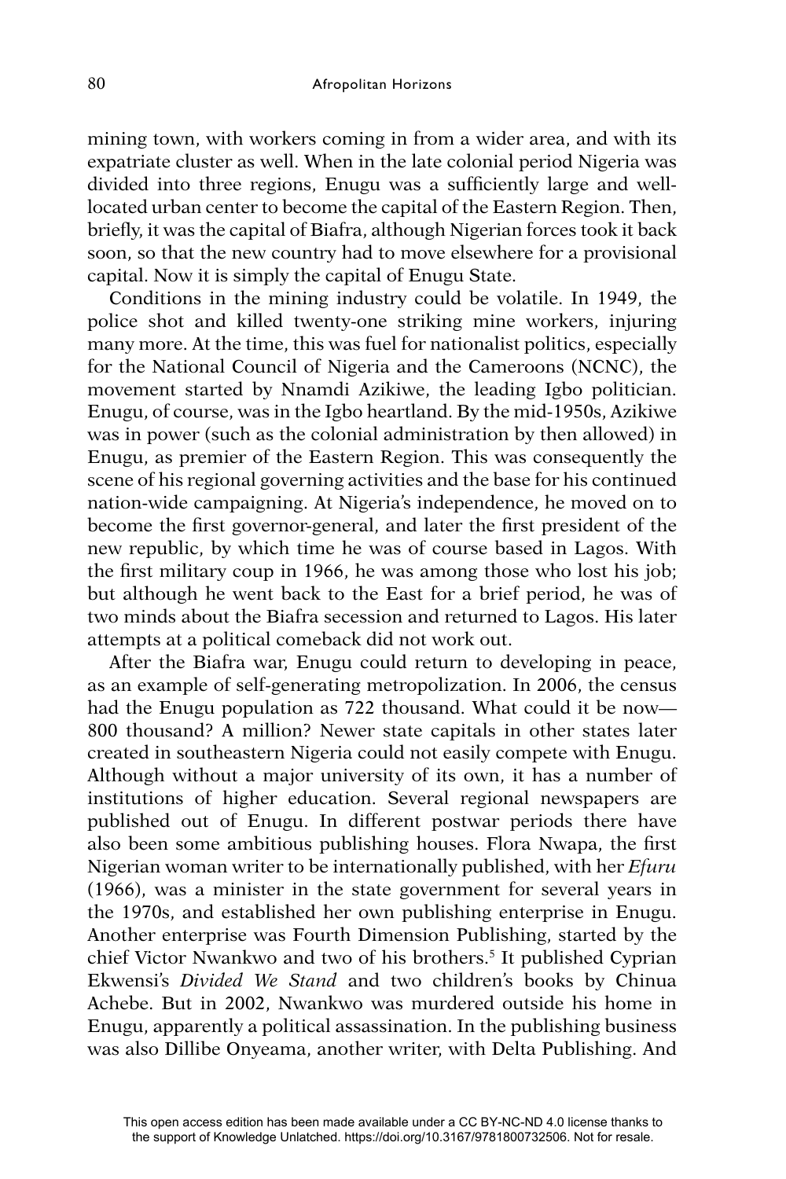mining town, with workers coming in from a wider area, and with its expatriate cluster as well. When in the late colonial period Nigeria was divided into three regions, Enugu was a sufficiently large and well-located urban center to become the capital of the Eastern Region. Then, briefly, it was the capital of Biafra, although Nigerian forces took it back soon, so that the new country had to move elsewhere for a provisional capital. Now it is simply the capital of Enugu State.

Conditions in the mining industry could be volatile. In 1949, the police shot and killed twenty-one striking mine workers, injuring many more. At the time, this was fuel for nationalist politics, especially for the National Council of Nigeria and the Cameroons (NCNC), the movement started by Nnamdi Azikiwe, the leading Igbo politician. Enugu, of course, was in the Igbo heartland. By the mid-1950s, Azikiwe was in power (such as the colonial administration by then allowed) in Enugu, as premier of the Eastern Region. This was consequently the scene of his regional governing activities and the base for his continued nation-wide campaigning. At Nigeria's independence, he moved on to become the first governor-general, and later the first president of the new republic, by which time he was of course based in Lagos. With the first military coup in 1966, he was among those who lost his job; but although he went back to the East for a brief period, he was of two minds about the Biafra secession and returned to Lagos. His later attempts at a political comeback did not work out.

After the Biafra war, Enugu could return to developing in peace, as an example of self-generating metropolization. In 2006, the census had the Enugu population as 722 thousand. What could it be now—800 thousand? A million? Newer state capitals in other states later created in southeastern Nigeria could not easily compete with Enugu. Although without a major university of its own, it has a number of institutions of higher education. Several regional newspapers are published out of Enugu. In different postwar periods there have also been some ambitious publishing houses. Flora Nwapa, the first Nigerian woman writer to be internationally published, with her *Efuru* (1966), was a minister in the state government for several years in the 1970s, and established her own publishing enterprise in Enugu. Another enterprise was Fourth Dimension Publishing, started by the chief Victor Nwankwo and two of his brothers.[5] It published Cyprian Ekwensi's *Divided We Stand* and two children's books by Chinua Achebe. But in 2002, Nwankwo was murdered outside his home in Enugu, apparently a political assassination. In the publishing business was also Dillibe Onyeama, another writer, with Delta Publishing. And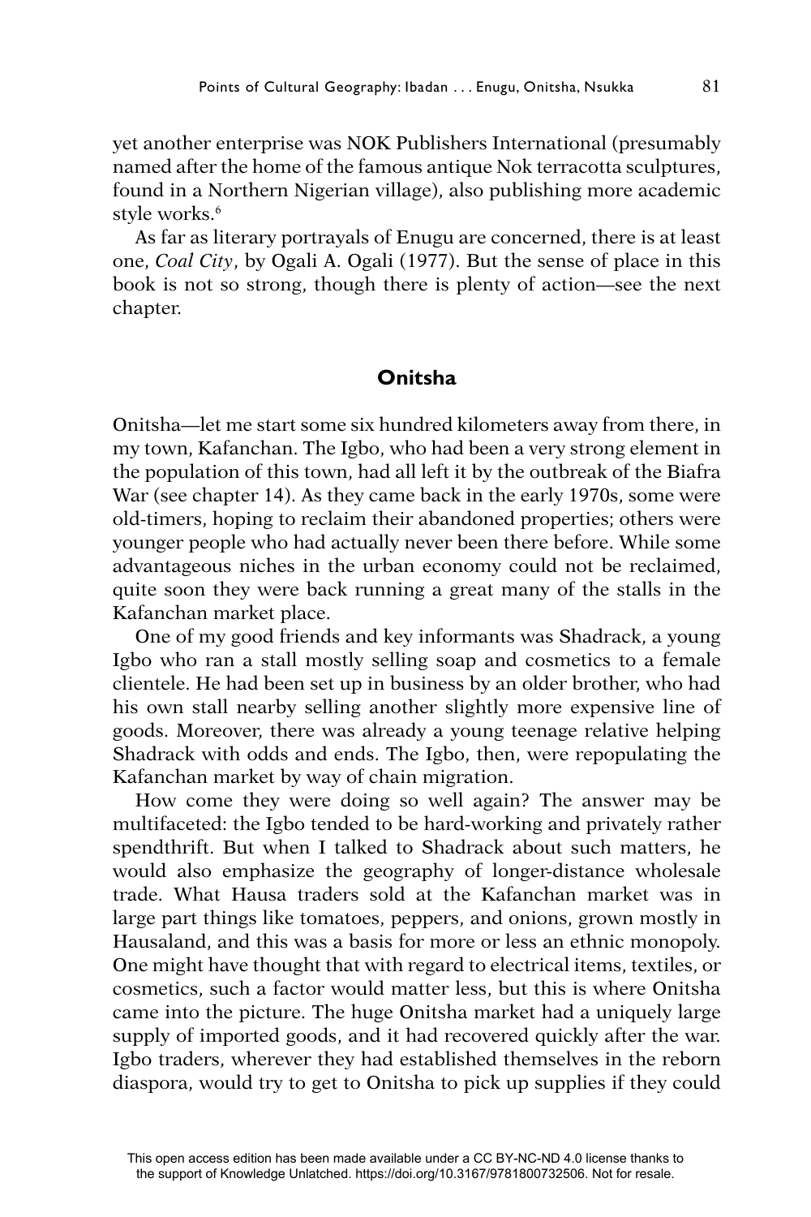yet another enterprise was NOK Publishers International (presumably named after the home of the famous antique Nok terracotta sculptures, found in a Northern Nigerian village), also publishing more academic style works.[6]

As far as literary portrayals of Enugu are concerned, there is at least one, *Coal City*, by Ogali A. Ogali (1977). But the sense of place in this book is not so strong, though there is plenty of action—see the next chapter.

## Onitsha

Onitsha—let me start some six hundred kilometers away from there, in my town, Kafanchan. The Igbo, who had been a very strong element in the population of this town, had all left it by the outbreak of the Biafra War (see chapter 14). As they came back in the early 1970s, some were old-timers, hoping to reclaim their abandoned properties; others were younger people who had actually never been there before. While some advantageous niches in the urban economy could not be reclaimed, quite soon they were back running a great many of the stalls in the Kafanchan market place.

One of my good friends and key informants was Shadrack, a young Igbo who ran a stall mostly selling soap and cosmetics to a female clientele. He had been set up in business by an older brother, who had his own stall nearby selling another slightly more expensive line of goods. Moreover, there was already a young teenage relative helping Shadrack with odds and ends. The Igbo, then, were repopulating the Kafanchan market by way of chain migration.

How come they were doing so well again? The answer may be multifaceted: the Igbo tended to be hard-working and privately rather spendthrift. But when I talked to Shadrack about such matters, he would also emphasize the geography of longer-distance wholesale trade. What Hausa traders sold at the Kafanchan market was in large part things like tomatoes, peppers, and onions, grown mostly in Hausaland, and this was a basis for more or less an ethnic monopoly. One might have thought that with regard to electrical items, textiles, or cosmetics, such a factor would matter less, but this is where Onitsha came into the picture. The huge Onitsha market had a uniquely large supply of imported goods, and it had recovered quickly after the war. Igbo traders, wherever they had established themselves in the reborn diaspora, would try to get to Onitsha to pick up supplies if they could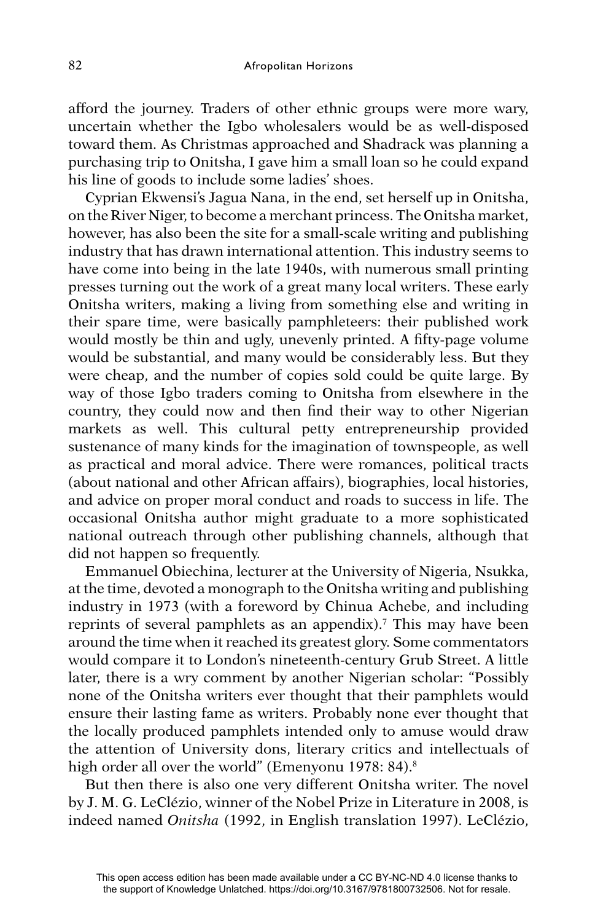afford the journey. Traders of other ethnic groups were more wary, uncertain whether the Igbo wholesalers would be as well-disposed toward them. As Christmas approached and Shadrack was planning a purchasing trip to Onitsha, I gave him a small loan so he could expand his line of goods to include some ladies' shoes.

Cyprian Ekwensi's Jagua Nana, in the end, set herself up in Onitsha, on the River Niger, to become a merchant princess. The Onitsha market, however, has also been the site for a small-scale writing and publishing industry that has drawn international attention. This industry seems to have come into being in the late 1940s, with numerous small printing presses turning out the work of a great many local writers. These early Onitsha writers, making a living from something else and writing in their spare time, were basically pamphleteers: their published work would mostly be thin and ugly, unevenly printed. A fifty-page volume would be substantial, and many would be considerably less. But they were cheap, and the number of copies sold could be quite large. By way of those Igbo traders coming to Onitsha from elsewhere in the country, they could now and then find their way to other Nigerian markets as well. This cultural petty entrepreneurship provided sustenance of many kinds for the imagination of townspeople, as well as practical and moral advice. There were romances, political tracts (about national and other African affairs), biographies, local histories, and advice on proper moral conduct and roads to success in life. The occasional Onitsha author might graduate to a more sophisticated national outreach through other publishing channels, although that did not happen so frequently.

Emmanuel Obiechina, lecturer at the University of Nigeria, Nsukka, at the time, devoted a monograph to the Onitsha writing and publishing industry in 1973 (with a foreword by Chinua Achebe, and including reprints of several pamphlets as an appendix).[7] This may have been around the time when it reached its greatest glory. Some commentators would compare it to London's nineteenth-century Grub Street. A little later, there is a wry comment by another Nigerian scholar: "Possibly none of the Onitsha writers ever thought that their pamphlets would ensure their lasting fame as writers. Probably none ever thought that the locally produced pamphlets intended only to amuse would draw the attention of University dons, literary critics and intellectuals of high order all over the world" (Emenyonu 1978: 84).[8]

But then there is also one very different Onitsha writer. The novel by J. M. G. LeClézio, winner of the Nobel Prize in Literature in 2008, is indeed named *Onitsha* (1992, in English translation 1997). LeClézio,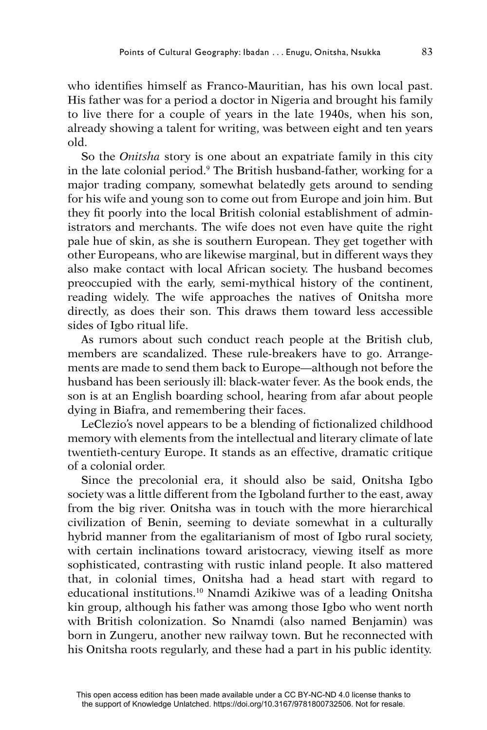who identifies himself as Franco-Mauritian, has his own local past. His father was for a period a doctor in Nigeria and brought his family to live there for a couple of years in the late 1940s, when his son, already showing a talent for writing, was between eight and ten years old.

So the *Onitsha* story is one about an expatriate family in this city in the late colonial period.[9] The British husband-father, working for a major trading company, somewhat belatedly gets around to sending for his wife and young son to come out from Europe and join him. But they fit poorly into the local British colonial establishment of administrators and merchants. The wife does not even have quite the right pale hue of skin, as she is southern European. They get together with other Europeans, who are likewise marginal, but in different ways they also make contact with local African society. The husband becomes preoccupied with the early, semi-mythical history of the continent, reading widely. The wife approaches the natives of Onitsha more directly, as does their son. This draws them toward less accessible sides of Igbo ritual life.

As rumors about such conduct reach people at the British club, members are scandalized. These rule-breakers have to go. Arrangements are made to send them back to Europe—although not before the husband has been seriously ill: black-water fever. As the book ends, the son is at an English boarding school, hearing from afar about people dying in Biafra, and remembering their faces.

LeClezio's novel appears to be a blending of fictionalized childhood memory with elements from the intellectual and literary climate of late twentieth-century Europe. It stands as an effective, dramatic critique of a colonial order.

Since the precolonial era, it should also be said, Onitsha Igbo society was a little different from the Igboland further to the east, away from the big river. Onitsha was in touch with the more hierarchical civilization of Benin, seeming to deviate somewhat in a culturally hybrid manner from the egalitarianism of most of Igbo rural society, with certain inclinations toward aristocracy, viewing itself as more sophisticated, contrasting with rustic inland people. It also mattered that, in colonial times, Onitsha had a head start with regard to educational institutions.[10] Nnamdi Azikiwe was of a leading Onitsha kin group, although his father was among those Igbo who went north with British colonization. So Nnamdi (also named Benjamin) was born in Zungeru, another new railway town. But he reconnected with his Onitsha roots regularly, and these had a part in his public identity.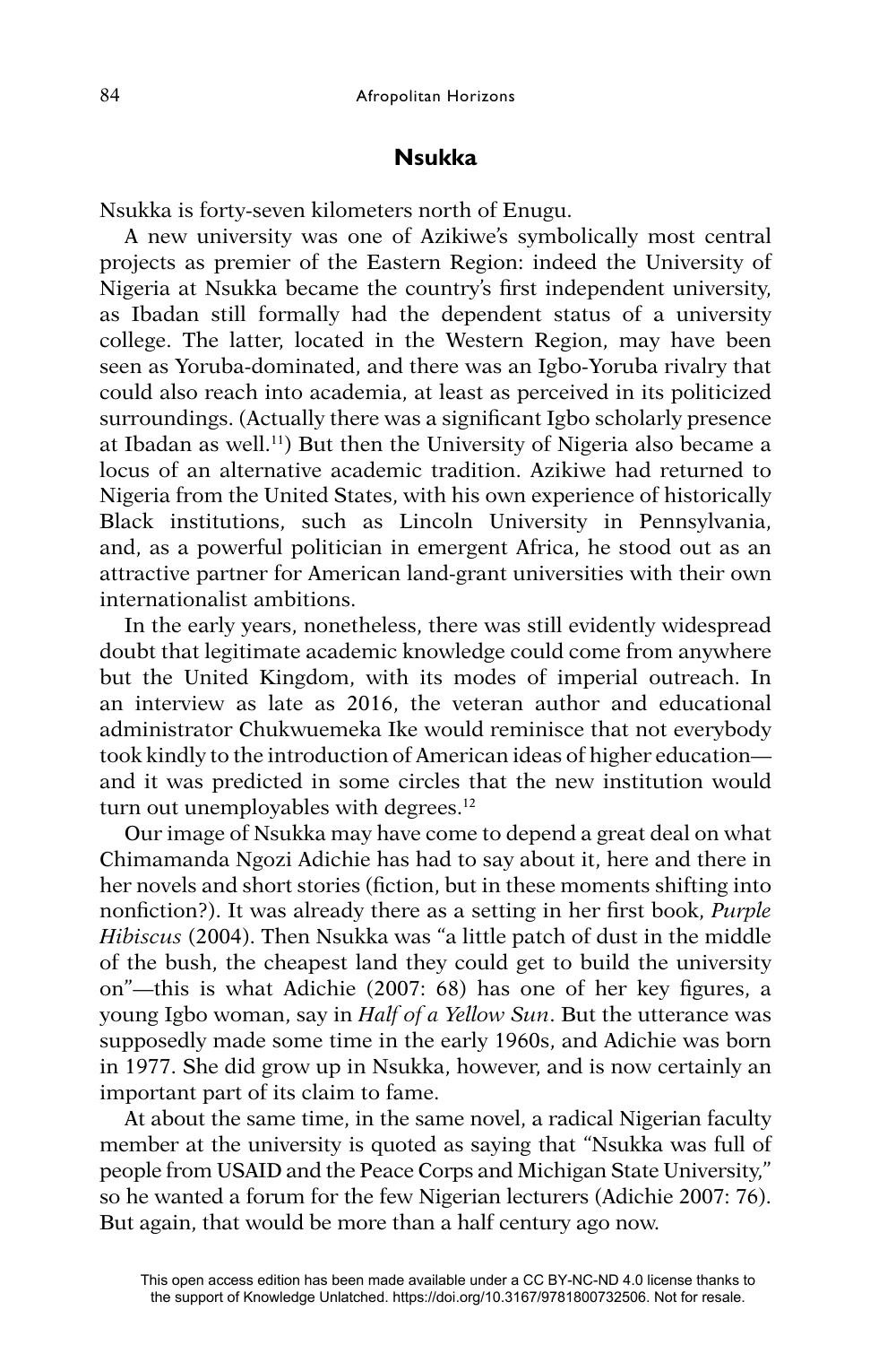## Nsukka

Nsukka is forty-seven kilometers north of Enugu.

A new university was one of Azikiwe's symbolically most central projects as premier of the Eastern Region: indeed the University of Nigeria at Nsukka became the country's first independent university, as Ibadan still formally had the dependent status of a university college. The latter, located in the Western Region, may have been seen as Yoruba-dominated, and there was an Igbo-Yoruba rivalry that could also reach into academia, at least as perceived in its politicized surroundings. (Actually there was a significant Igbo scholarly presence at Ibadan as well.[11]) But then the University of Nigeria also became a locus of an alternative academic tradition. Azikiwe had returned to Nigeria from the United States, with his own experience of historically Black institutions, such as Lincoln University in Pennsylvania, and, as a powerful politician in emergent Africa, he stood out as an attractive partner for American land-grant universities with their own internationalist ambitions.

In the early years, nonetheless, there was still evidently widespread doubt that legitimate academic knowledge could come from anywhere but the United Kingdom, with its modes of imperial outreach. In an interview as late as 2016, the veteran author and educational administrator Chukwuemeka Ike would reminisce that not everybody took kindly to the introduction of American ideas of higher education—and it was predicted in some circles that the new institution would turn out unemployables with degrees.[12]

Our image of Nsukka may have come to depend a great deal on what Chimamanda Ngozi Adichie has had to say about it, here and there in her novels and short stories (fiction, but in these moments shifting into nonfiction?). It was already there as a setting in her first book, *Purple Hibiscus* (2004). Then Nsukka was "a little patch of dust in the middle of the bush, the cheapest land they could get to build the university on"—this is what Adichie (2007: 68) has one of her key figures, a young Igbo woman, say in *Half of a Yellow Sun*. But the utterance was supposedly made some time in the early 1960s, and Adichie was born in 1977. She did grow up in Nsukka, however, and is now certainly an important part of its claim to fame.

At about the same time, in the same novel, a radical Nigerian faculty member at the university is quoted as saying that "Nsukka was full of people from USAID and the Peace Corps and Michigan State University," so he wanted a forum for the few Nigerian lecturers (Adichie 2007: 76). But again, that would be more than a half century ago now.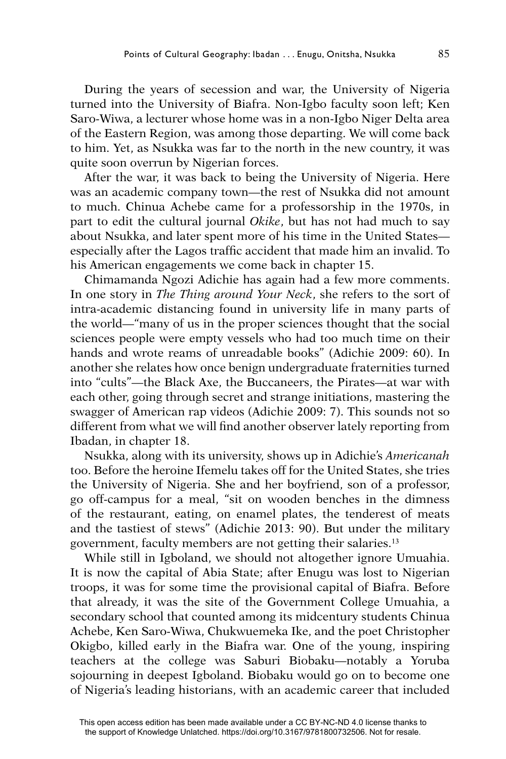During the years of secession and war, the University of Nigeria turned into the University of Biafra. Non-Igbo faculty soon left; Ken Saro-Wiwa, a lecturer whose home was in a non-Igbo Niger Delta area of the Eastern Region, was among those departing. We will come back to him. Yet, as Nsukka was far to the north in the new country, it was quite soon overrun by Nigerian forces.

After the war, it was back to being the University of Nigeria. Here was an academic company town—the rest of Nsukka did not amount to much. Chinua Achebe came for a professorship in the 1970s, in part to edit the cultural journal *Okike*, but has not had much to say about Nsukka, and later spent more of his time in the United States—especially after the Lagos traffic accident that made him an invalid. To his American engagements we come back in chapter 15.

Chimamanda Ngozi Adichie has again had a few more comments. In one story in *The Thing around Your Neck*, she refers to the sort of intra-academic distancing found in university life in many parts of the world—"many of us in the proper sciences thought that the social sciences people were empty vessels who had too much time on their hands and wrote reams of unreadable books" (Adichie 2009: 60). In another she relates how once benign undergraduate fraternities turned into "cults"—the Black Axe, the Buccaneers, the Pirates—at war with each other, going through secret and strange initiations, mastering the swagger of American rap videos (Adichie 2009: 7). This sounds not so different from what we will find another observer lately reporting from Ibadan, in chapter 18.

Nsukka, along with its university, shows up in Adichie's *Americanah* too. Before the heroine Ifemelu takes off for the United States, she tries the University of Nigeria. She and her boyfriend, son of a professor, go off-campus for a meal, "sit on wooden benches in the dimness of the restaurant, eating, on enamel plates, the tenderest of meats and the tastiest of stews" (Adichie 2013: 90). But under the military government, faculty members are not getting their salaries.[13]

While still in Igboland, we should not altogether ignore Umuahia. It is now the capital of Abia State; after Enugu was lost to Nigerian troops, it was for some time the provisional capital of Biafra. Before that already, it was the site of the Government College Umuahia, a secondary school that counted among its midcentury students Chinua Achebe, Ken Saro-Wiwa, Chukwuemeka Ike, and the poet Christopher Okigbo, killed early in the Biafra war. One of the young, inspiring teachers at the college was Saburi Biobaku—notably a Yoruba sojourning in deepest Igboland. Biobaku would go on to become one of Nigeria's leading historians, with an academic career that included

This open access edition has been made available under a CC BY-NC-ND 4.0 license thanks to the support of Knowledge Unlatched. https://doi.org/10.3167/9781800732506. Not for resale.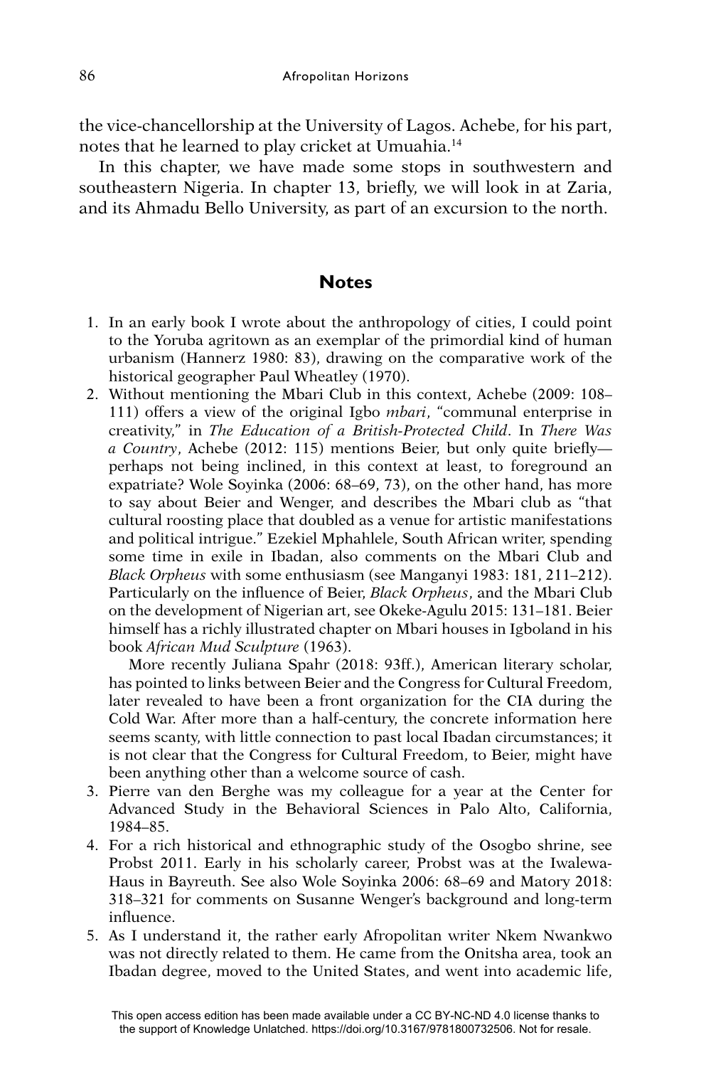the vice-chancellorship at the University of Lagos. Achebe, for his part, notes that he learned to play cricket at Umuahia.[14]

In this chapter, we have made some stops in southwestern and southeastern Nigeria. In chapter 13, briefly, we will look in at Zaria, and its Ahmadu Bello University, as part of an excursion to the north.

## Notes

1. In an early book I wrote about the anthropology of cities, I could point to the Yoruba agritown as an exemplar of the primordial kind of human urbanism (Hannerz 1980: 83), drawing on the comparative work of the historical geographer Paul Wheatley (1970).
2. Without mentioning the Mbari Club in this context, Achebe (2009: 108–111) offers a view of the original Igbo *mbari*, "communal enterprise in creativity," in *The Education of a British-Protected Child*. In *There Was a Country*, Achebe (2012: 115) mentions Beier, but only quite briefly—perhaps not being inclined, in this context at least, to foreground an expatriate? Wole Soyinka (2006: 68–69, 73), on the other hand, has more to say about Beier and Wenger, and describes the Mbari club as "that cultural roosting place that doubled as a venue for artistic manifestations and political intrigue." Ezekiel Mphahlele, South African writer, spending some time in exile in Ibadan, also comments on the Mbari Club and *Black Orpheus* with some enthusiasm (see Manganyi 1983: 181, 211–212). Particularly on the influence of Beier, *Black Orpheus*, and the Mbari Club on the development of Nigerian art, see Okeke-Agulu 2015: 131–181. Beier himself has a richly illustrated chapter on Mbari houses in Igboland in his book *African Mud Sculpture* (1963).

   More recently Juliana Spahr (2018: 93ff.), American literary scholar, has pointed to links between Beier and the Congress for Cultural Freedom, later revealed to have been a front organization for the CIA during the Cold War. After more than a half-century, the concrete information here seems scanty, with little connection to past local Ibadan circumstances; it is not clear that the Congress for Cultural Freedom, to Beier, might have been anything other than a welcome source of cash.
3. Pierre van den Berghe was my colleague for a year at the Center for Advanced Study in the Behavioral Sciences in Palo Alto, California, 1984–85.
4. For a rich historical and ethnographic study of the Osogbo shrine, see Probst 2011. Early in his scholarly career, Probst was at the Iwalewa-Haus in Bayreuth. See also Wole Soyinka 2006: 68–69 and Matory 2018: 318–321 for comments on Susanne Wenger's background and long-term influence.
5. As I understand it, the rather early Afropolitan writer Nkem Nwankwo was not directly related to them. He came from the Onitsha area, took an Ibadan degree, moved to the United States, and went into academic life,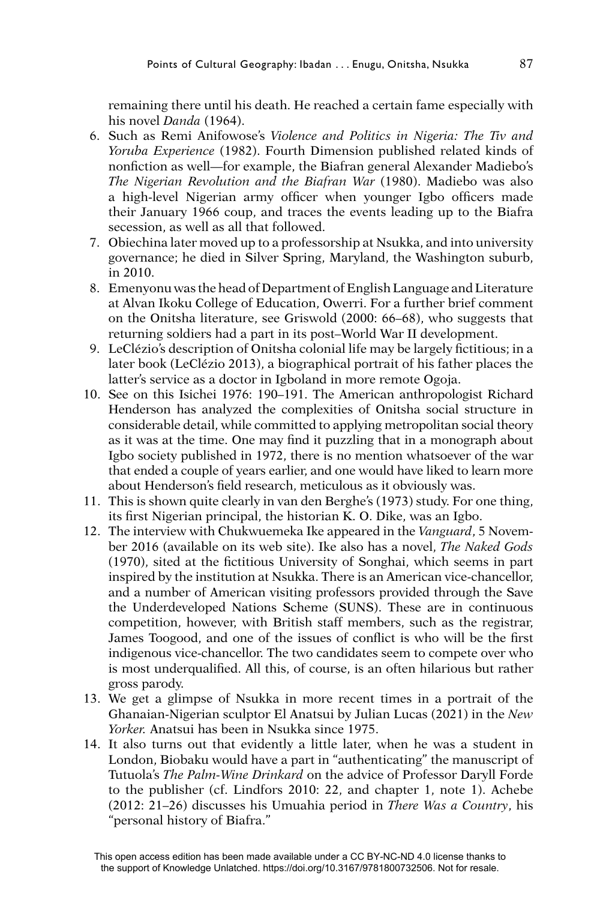remaining there until his death. He reached a certain fame especially with his novel *Danda* (1964).

6. Such as Remi Anifowose's *Violence and Politics in Nigeria: The Tiv and Yoruba Experience* (1982). Fourth Dimension published related kinds of nonfiction as well—for example, the Biafran general Alexander Madiebo's *The Nigerian Revolution and the Biafran War* (1980). Madiebo was also a high-level Nigerian army officer when younger Igbo officers made their January 1966 coup, and traces the events leading up to the Biafra secession, as well as all that followed.
7. Obiechina later moved up to a professorship at Nsukka, and into university governance; he died in Silver Spring, Maryland, the Washington suburb, in 2010.
8. Emenyonu was the head of Department of English Language and Literature at Alvan Ikoku College of Education, Owerri. For a further brief comment on the Onitsha literature, see Griswold (2000: 66–68), who suggests that returning soldiers had a part in its post–World War II development.
9. LeClézio's description of Onitsha colonial life may be largely fictitious; in a later book (LeClézio 2013), a biographical portrait of his father places the latter's service as a doctor in Igboland in more remote Ogoja.
10. See on this Isichei 1976: 190–191. The American anthropologist Richard Henderson has analyzed the complexities of Onitsha social structure in considerable detail, while committed to applying metropolitan social theory as it was at the time. One may find it puzzling that in a monograph about Igbo society published in 1972, there is no mention whatsoever of the war that ended a couple of years earlier, and one would have liked to learn more about Henderson's field research, meticulous as it obviously was.
11. This is shown quite clearly in van den Berghe's (1973) study. For one thing, its first Nigerian principal, the historian K. O. Dike, was an Igbo.
12. The interview with Chukwuemeka Ike appeared in the *Vanguard*, 5 November 2016 (available on its web site). Ike also has a novel, *The Naked Gods* (1970), sited at the fictitious University of Songhai, which seems in part inspired by the institution at Nsukka. There is an American vice-chancellor, and a number of American visiting professors provided through the Save the Underdeveloped Nations Scheme (SUNS). These are in continuous competition, however, with British staff members, such as the registrar, James Toogood, and one of the issues of conflict is who will be the first indigenous vice-chancellor. The two candidates seem to compete over who is most underqualified. All this, of course, is an often hilarious but rather gross parody.
13. We get a glimpse of Nsukka in more recent times in a portrait of the Ghanaian-Nigerian sculptor El Anatsui by Julian Lucas (2021) in the *New Yorker.* Anatsui has been in Nsukka since 1975.
14. It also turns out that evidently a little later, when he was a student in London, Biobaku would have a part in "authenticating" the manuscript of Tutuola's *The Palm-Wine Drinkard* on the advice of Professor Daryll Forde to the publisher (cf. Lindfors 2010: 22, and chapter 1, note 1). Achebe (2012: 21–26) discusses his Umuahia period in *There Was a Country*, his "personal history of Biafra."

This open access edition has been made available under a CC BY-NC-ND 4.0 license thanks to the support of Knowledge Unlatched. https://doi.org/10.3167/9781800732506. Not for resale.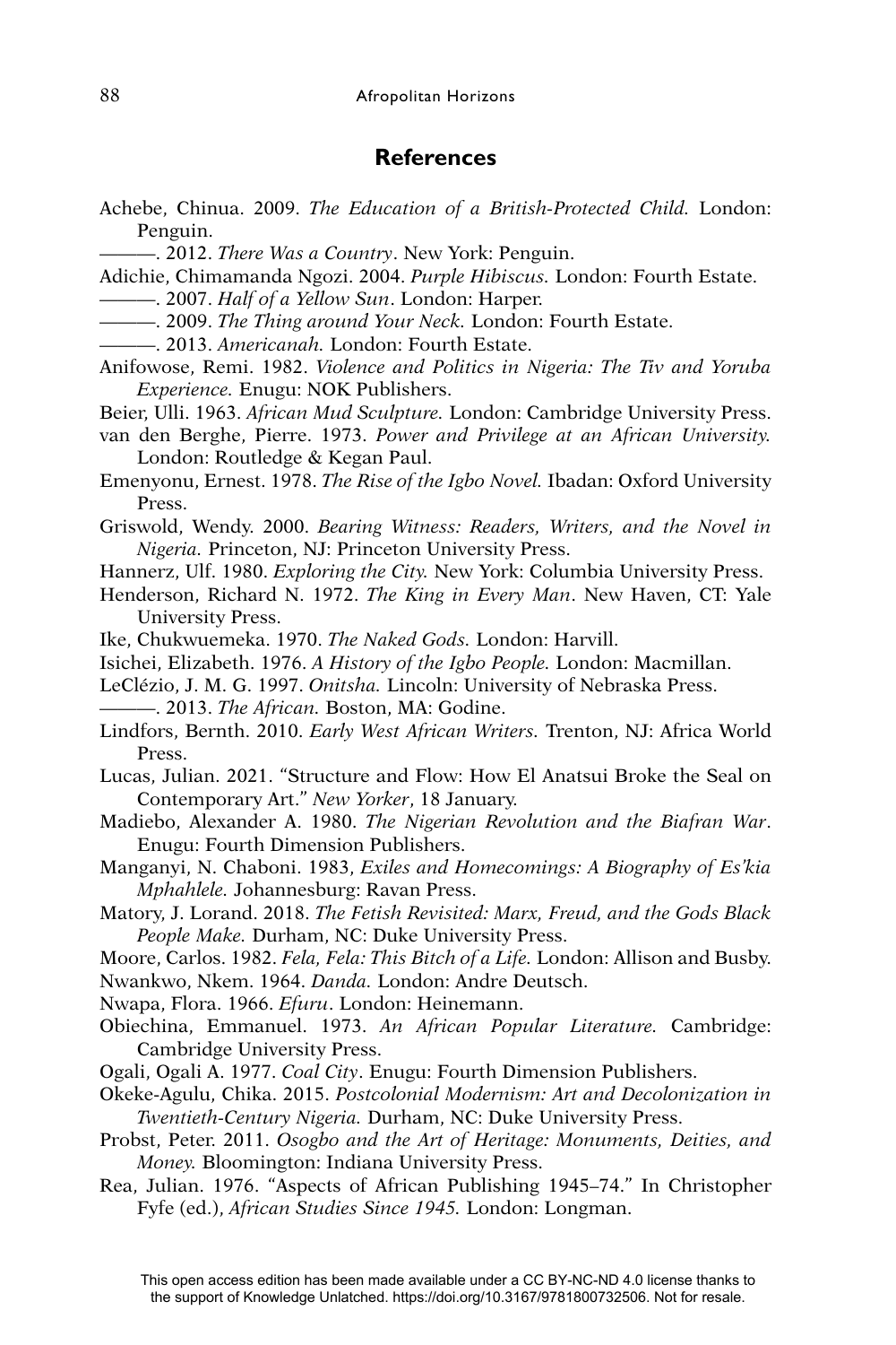## References

Achebe, Chinua. 2009. *The Education of a British-Protected Child.* London: Penguin.

———. 2012. *There Was a Country*. New York: Penguin.

Adichie, Chimamanda Ngozi. 2004. *Purple Hibiscus.* London: Fourth Estate.

———. 2007. *Half of a Yellow Sun*. London: Harper.

———. 2009. *The Thing around Your Neck.* London: Fourth Estate.

———. 2013. *Americanah.* London: Fourth Estate.

Anifowose, Remi. 1982. *Violence and Politics in Nigeria: The Tiv and Yoruba Experience.* Enugu: NOK Publishers.

Beier, Ulli. 1963. *African Mud Sculpture.* London: Cambridge University Press.

van den Berghe, Pierre. 1973. *Power and Privilege at an African University.* London: Routledge & Kegan Paul.

Emenyonu, Ernest. 1978. *The Rise of the Igbo Novel.* Ibadan: Oxford University Press.

Griswold, Wendy. 2000. *Bearing Witness: Readers, Writers, and the Novel in Nigeria.* Princeton, NJ: Princeton University Press.

Hannerz, Ulf. 1980. *Exploring the City.* New York: Columbia University Press.

Henderson, Richard N. 1972. *The King in Every Man*. New Haven, CT: Yale University Press.

Ike, Chukwuemeka. 1970. *The Naked Gods.* London: Harvill.

Isichei, Elizabeth. 1976. *A History of the Igbo People.* London: Macmillan.

LeClézio, J. M. G. 1997. *Onitsha.* Lincoln: University of Nebraska Press.

———. 2013. *The African.* Boston, MA: Godine.

Lindfors, Bernth. 2010. *Early West African Writers.* Trenton, NJ: Africa World Press.

Lucas, Julian. 2021. "Structure and Flow: How El Anatsui Broke the Seal on Contemporary Art." *New Yorker*, 18 January.

Madiebo, Alexander A. 1980. *The Nigerian Revolution and the Biafran War*. Enugu: Fourth Dimension Publishers.

Manganyi, N. Chaboni. 1983, *Exiles and Homecomings: A Biography of Es'kia Mphahlele.* Johannesburg: Ravan Press.

Matory, J. Lorand. 2018. *The Fetish Revisited: Marx, Freud, and the Gods Black People Make.* Durham, NC: Duke University Press.

Moore, Carlos. 1982. *Fela, Fela: This Bitch of a Life.* London: Allison and Busby.

Nwankwo, Nkem. 1964. *Danda.* London: Andre Deutsch.

Nwapa, Flora. 1966. *Efuru*. London: Heinemann.

Obiechina, Emmanuel. 1973. *An African Popular Literature.* Cambridge: Cambridge University Press.

Ogali, Ogali A. 1977. *Coal City*. Enugu: Fourth Dimension Publishers.

Okeke-Agulu, Chika. 2015. *Postcolonial Modernism: Art and Decolonization in Twentieth-Century Nigeria.* Durham, NC: Duke University Press.

Probst, Peter. 2011. *Osogbo and the Art of Heritage: Monuments, Deities, and Money.* Bloomington: Indiana University Press.

Rea, Julian. 1976. "Aspects of African Publishing 1945–74." In Christopher Fyfe (ed.), *African Studies Since 1945.* London: Longman.

This open access edition has been made available under a CC BY-NC-ND 4.0 license thanks to the support of Knowledge Unlatched. https://doi.org/10.3167/9781800732506. Not for resale.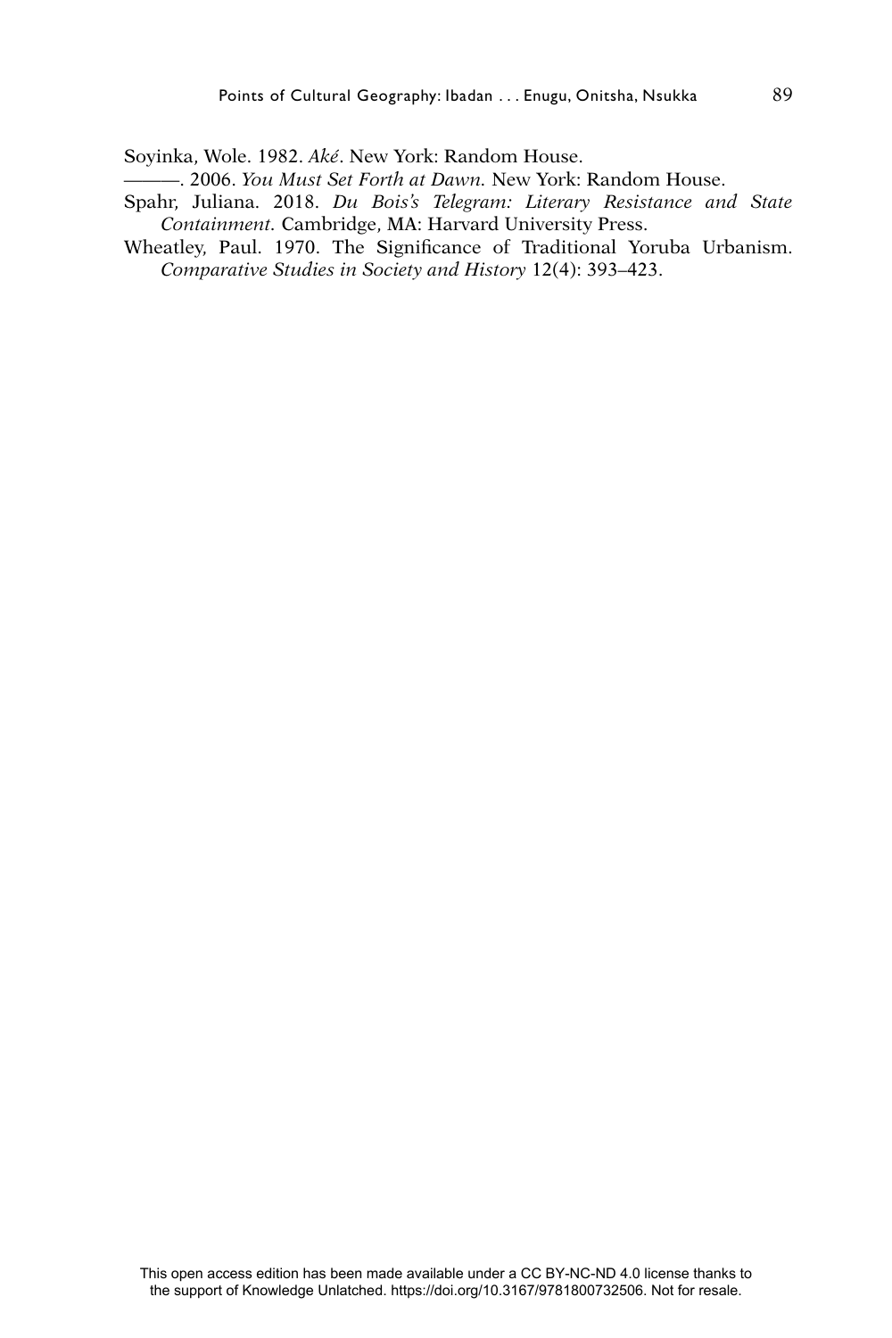Soyinka, Wole. 1982. *Aké*. New York: Random House.

———. 2006. *You Must Set Forth at Dawn*. New York: Random House.

Spahr, Juliana. 2018. *Du Bois's Telegram: Literary Resistance and State Containment*. Cambridge, MA: Harvard University Press.

Wheatley, Paul. 1970. The Significance of Traditional Yoruba Urbanism. *Comparative Studies in Society and History* 12(4): 393–423.

This open access edition has been made available under a CC BY-NC-ND 4.0 license thanks to the support of Knowledge Unlatched. https://doi.org/10.3167/9781800732506. Not for resale.